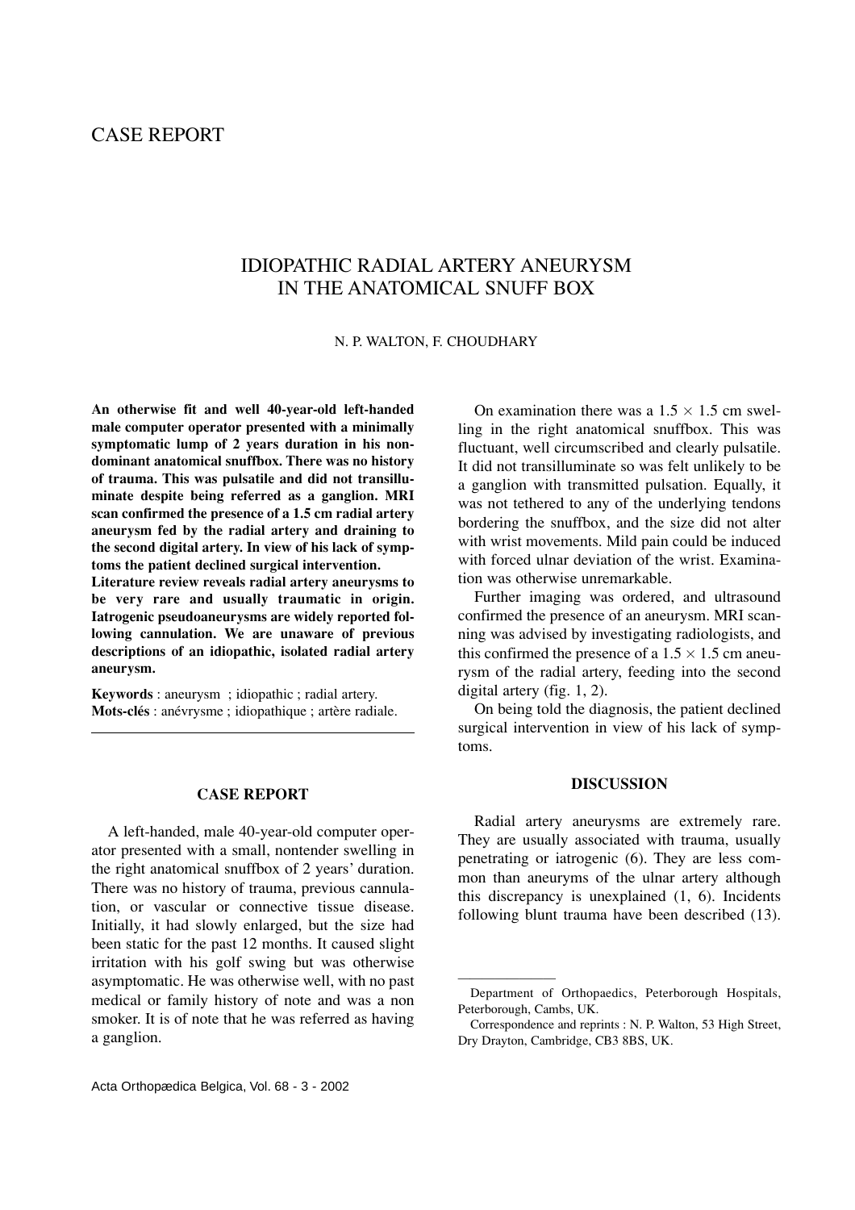# CASE REPORT

## IDIOPATHIC RADIAL ARTERY ANEURYSM IN THE ANATOMICAL SNUFF BOX

N. P. WALTON, F. CHOUDHARY

**An otherwise fit and well 40-year-old left-handed male computer operator presented with a minimally symptomatic lump of 2 years duration in his non-dominant anatomical snuffbox. There was no history of trauma. This was pulsatile and did not transilluminate despite being referred as a ganglion. MRI scan confirmed the presence of a 1.5 cm radial artery aneurysm fed by the radial artery and draining to the second digital artery. In view of his lack of symptoms the patient declined surgical intervention.**

**Literature review reveals radial artery aneurysms to be very rare and usually traumatic in origin. Iatrogenic pseudoaneurysms are widely reported following cannulation. We are unaware of previous descriptions of an idiopathic, isolated radial artery aneurysm.**

**Keywords** : aneurysm ; idiopathic ; radial artery.
**Mots-clés** : anévrysme ; idiopathique ; artère radiale.

### CASE REPORT

A left-handed, male 40-year-old computer operator presented with a small, nontender swelling in the right anatomical snuffbox of 2 years' duration. There was no history of trauma, previous cannulation, or vascular or connective tissue disease. Initially, it had slowly enlarged, but the size had been static for the past 12 months. It caused slight irritation with his golf swing but was otherwise asymptomatic. He was otherwise well, with no past medical or family history of note and was a non smoker. It is of note that he was referred as having a ganglion.

On examination there was a $1.5 \times 1.5$ cm swelling in the right anatomical snuffbox. This was fluctuant, well circumscribed and clearly pulsatile. It did not transilluminate so was felt unlikely to be a ganglion with transmitted pulsation. Equally, it was not tethered to any of the underlying tendons bordering the snuffbox, and the size did not alter with wrist movements. Mild pain could be induced with forced ulnar deviation of the wrist. Examination was otherwise unremarkable.

Further imaging was ordered, and ultrasound confirmed the presence of an aneurysm. MRI scanning was advised by investigating radiologists, and this confirmed the presence of a $1.5 \times 1.5$ cm aneurysm of the radial artery, feeding into the second digital artery (fig. 1, 2).

On being told the diagnosis, the patient declined surgical intervention in view of his lack of symptoms.

### DISCUSSION

Radial artery aneurysms are extremely rare. They are usually associated with trauma, usually penetrating or iatrogenic (6). They are less common than aneuryms of the ulnar artery although this discrepancy is unexplained (1, 6). Incidents following blunt trauma have been described (13).

---

Department of Orthopaedics, Peterborough Hospitals, Peterborough, Cambs, UK.

Correspondence and reprints : N. P. Walton, 53 High Street, Dry Drayton, Cambridge, CB3 8BS, UK.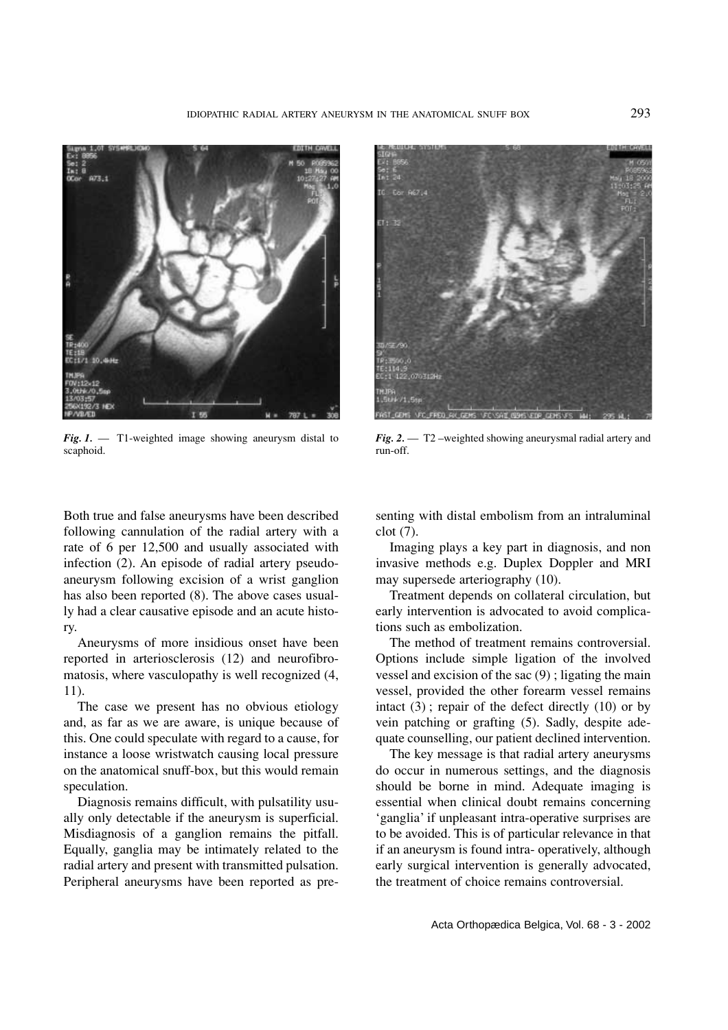*Fig. 1.* — T1-weighted image showing aneurysm distal to scaphoid.

*Fig. 2.* — T2 –weighted showing aneurysmal radial artery and run-off.

Both true and false aneurysms have been described following cannulation of the radial artery with a rate of 6 per 12,500 and usually associated with infection (2). An episode of radial artery pseudoaneurysm following excision of a wrist ganglion has also been reported (8). The above cases usually had a clear causative episode and an acute history.

Aneurysms of more insidious onset have been reported in arteriosclerosis (12) and neurofibromatosis, where vasculopathy is well recognized (4, 11).

The case we present has no obvious etiology and, as far as we are aware, is unique because of this. One could speculate with regard to a cause, for instance a loose wristwatch causing local pressure on the anatomical snuff-box, but this would remain speculation.

Diagnosis remains difficult, with pulsatility usually only detectable if the aneurysm is superficial. Misdiagnosis of a ganglion remains the pitfall. Equally, ganglia may be intimately related to the radial artery and present with transmitted pulsation. Peripheral aneurysms have been reported as presenting with distal embolism from an intraluminal clot (7).

Imaging plays a key part in diagnosis, and non invasive methods e.g. Duplex Doppler and MRI may supersede arteriography (10).

Treatment depends on collateral circulation, but early intervention is advocated to avoid complications such as embolization.

The method of treatment remains controversial. Options include simple ligation of the involved vessel and excision of the sac (9) ; ligating the main vessel, provided the other forearm vessel remains intact (3) ; repair of the defect directly (10) or by vein patching or grafting (5). Sadly, despite adequate counselling, our patient declined intervention.

The key message is that radial artery aneurysms do occur in numerous settings, and the diagnosis should be borne in mind. Adequate imaging is essential when clinical doubt remains concerning 'ganglia' if unpleasant intra-operative surprises are to be avoided. This is of particular relevance in that if an aneurysm is found intra- operatively, although early surgical intervention is generally advocated, the treatment of choice remains controversial.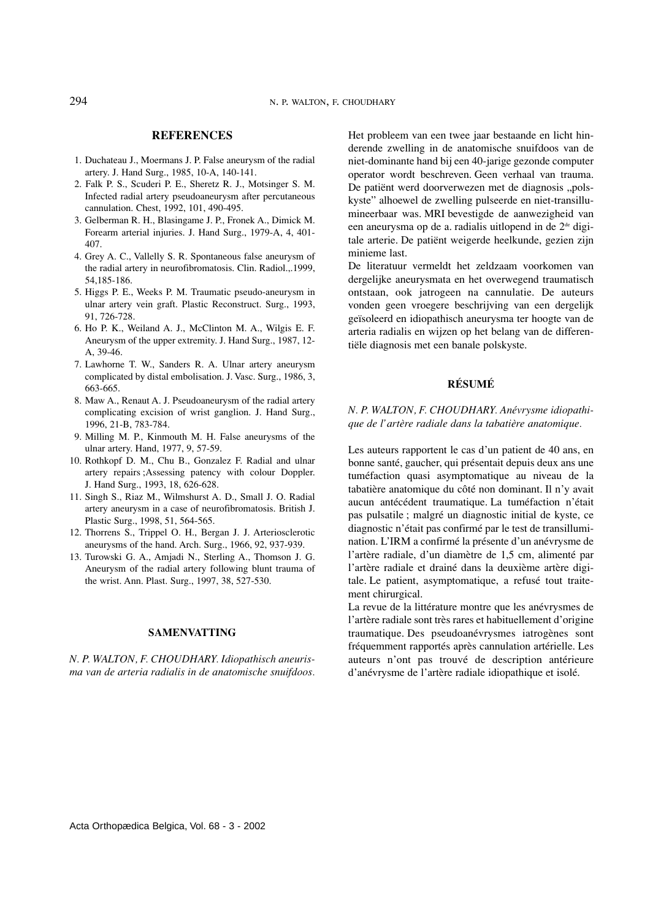## REFERENCES

1. Duchateau J., Moermans J. P. False aneurysm of the radial artery. J. Hand Surg., 1985, 10-A, 140-141.
2. Falk P. S., Scuderi P. E., Sheretz R. J., Motsinger S. M. Infected radial artery pseudoaneurysm after percutaneous cannulation. Chest, 1992, 101, 490-495.
3. Gelberman R. H., Blasingame J. P., Fronek A., Dimick M. Forearm arterial injuries. J. Hand Surg., 1979-A, 4, 401-407.
4. Grey A. C., Vallelly S. R. Spontaneous false aneurysm of the radial artery in neurofibromatosis. Clin. Radiol.,.1999, 54,185-186.
5. Higgs P. E., Weeks P. M. Traumatic pseudo-aneurysm in ulnar artery vein graft. Plastic Reconstruct. Surg., 1993, 91, 726-728.
6. Ho P. K., Weiland A. J., McClinton M. A., Wilgis E. F. Aneurysm of the upper extremity. J. Hand Surg., 1987, 12-A, 39-46.
7. Lawhorne T. W., Sanders R. A. Ulnar artery aneurysm complicated by distal embolisation. J. Vasc. Surg., 1986, 3, 663-665.
8. Maw A., Renaut A. J. Pseudoaneurysm of the radial artery complicating excision of wrist ganglion. J. Hand Surg., 1996, 21-B, 783-784.
9. Milling M. P., Kinmouth M. H. False aneurysms of the ulnar artery. Hand, 1977, 9, 57-59.
10. Rothkopf D. M., Chu B., Gonzalez F. Radial and ulnar artery repairs ;Assessing patency with colour Doppler. J. Hand Surg., 1993, 18, 626-628.
11. Singh S., Riaz M., Wilmshurst A. D., Small J. O. Radial artery aneurysm in a case of neurofibromatosis. British J. Plastic Surg., 1998, 51, 564-565.
12. Thorrens S., Trippel O. H., Bergan J. J. Arteriosclerotic aneurysms of the hand. Arch. Surg., 1966, 92, 937-939.
13. Turowski G. A., Amjadi N., Sterling A., Thomson J. G. Aneurysm of the radial artery following blunt trauma of the wrist. Ann. Plast. Surg., 1997, 38, 527-530.

## SAMENVATTING

*N. P. WALTON, F. CHOUDHARY. Idiopathisch aneurisma van de arteria radialis in de anatomische snuifdoos.*

Het probleem van een twee jaar bestaande en licht hinderende zwelling in de anatomische snuifdoos van de niet-dominante hand bij een 40-jarige gezonde computer operator wordt beschreven. Geen verhaal van trauma. De patiënt werd doorverwezen met de diagnosis „polskyste" alhoewel de zwelling pulseerde en niet-transillumineerbaar was. MRI bevestigde de aanwezigheid van een aneurysma op de a. radialis uitlopend in de 2[de] digitale arterie. De patiënt weigerde heelkunde, gezien zijn minieme last.

De literatuur vermeldt het zeldzaam voorkomen van dergelijke aneurysmata en het overwegend traumatisch ontstaan, ook iatrogeen na cannulatie. De auteurs vonden geen vroegere beschrijving van een dergelijk geïsoleerd en idiopathisch aneurysma ter hoogte van de arteria radialis en wijzen op het belang van de differentiële diagnosis met een banale polskyste.

## RÉSUMÉ

*N. P. WALTON, F. CHOUDHARY. Anévrysme idiopathique de l'artère radiale dans la tabatière anatomique.*

Les auteurs rapportent le cas d'un patient de 40 ans, en bonne santé, gaucher, qui présentait depuis deux ans une tuméfaction quasi asymptomatique au niveau de la tabatière anatomique du côté non dominant. Il n'y avait aucun antécédent traumatique. La tuméfaction n'était pas pulsatile ; malgré un diagnostic initial de kyste, ce diagnostic n'était pas confirmé par le test de transillumination. L'IRM a confirmé la présente d'un anévrysme de l'artère radiale, d'un diamètre de 1,5 cm, alimenté par l'artère radiale et drainé dans la deuxième artère digitale. Le patient, asymptomatique, a refusé tout traitement chirurgical.

La revue de la littérature montre que les anévrysmes de l'artère radiale sont très rares et habituellement d'origine traumatique. Des pseudoanévrysmes iatrogènes sont fréquemment rapportés après cannulation artérielle. Les auteurs n'ont pas trouvé de description antérieure d'anévrysme de l'artère radiale idiopathique et isolé.